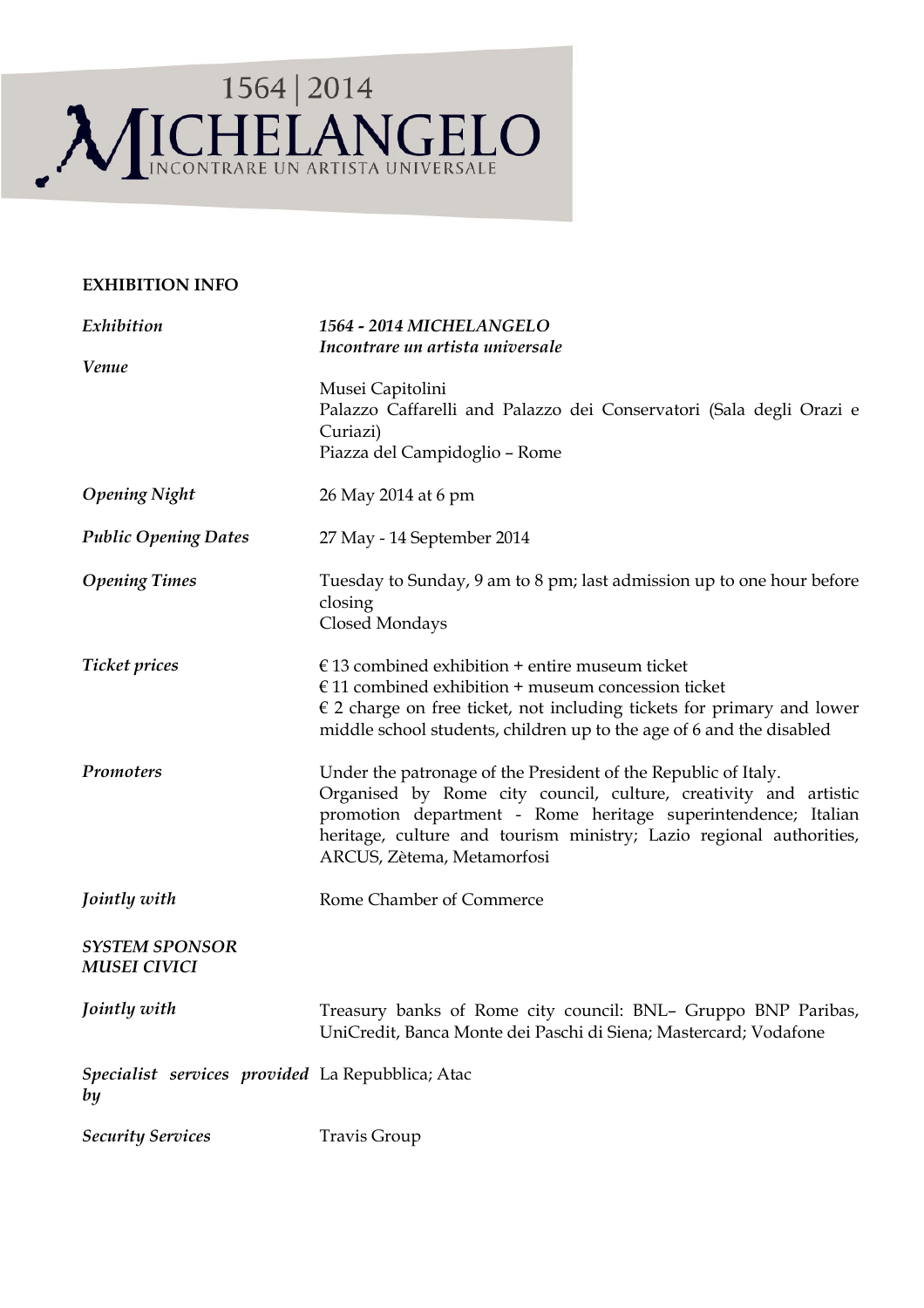1564 | 2014

# MICHELANGELO

INCONTRARE UN ARTISTA UNIVERSALE

**EXHIBITION INFO**

| | |
|---|---|
| ***Exhibition*** | ***1564 - 2014 MICHELANGELO*** <br> ***Incontrare un artista universale*** |
| ***Venue*** | Musei Capitolini <br> Palazzo Caffarelli and Palazzo dei Conservatori (Sala degli Orazi e Curiazi) <br> Piazza del Campidoglio – Rome |
| ***Opening Night*** | 26 May 2014 at 6 pm |
| ***Public Opening Dates*** | 27 May - 14 September 2014 |
| ***Opening Times*** | Tuesday to Sunday, 9 am to 8 pm; last admission up to one hour before closing <br> Closed Mondays |
| ***Ticket prices*** | € 13 combined exhibition + entire museum ticket <br> € 11 combined exhibition + museum concession ticket <br> € 2 charge on free ticket, not including tickets for primary and lower middle school students, children up to the age of 6 and the disabled |
| ***Promoters*** | Under the patronage of the President of the Republic of Italy. <br> Organised by Rome city council, culture, creativity and artistic promotion department - Rome heritage superintendence; Italian heritage, culture and tourism ministry; Lazio regional authorities, ARCUS, Zètema, Metamorfosi |
| ***Jointly with*** | Rome Chamber of Commerce |
| ***SYSTEM SPONSOR MUSEI CIVICI*** | |
| ***Jointly with*** | Treasury banks of Rome city council: BNL– Gruppo BNP Paribas, UniCredit, Banca Monte dei Paschi di Siena; Mastercard; Vodafone |
| ***Specialist services provided by*** | La Repubblica; Atac |
| ***Security Services*** | Travis Group |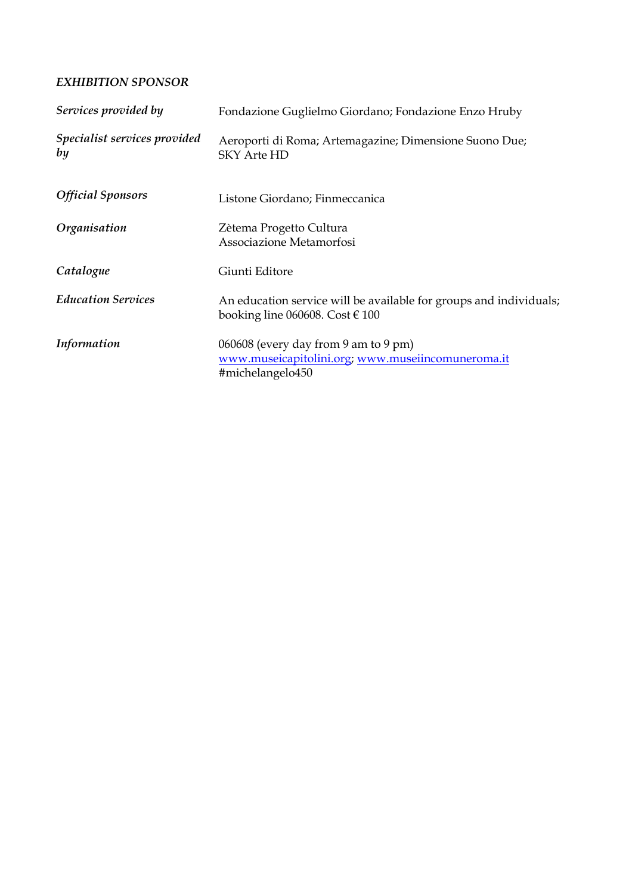***EXHIBITION SPONSOR***

| | |
|---|---|
| ***Services provided by*** | Fondazione Guglielmo Giordano; Fondazione Enzo Hruby |
| ***Specialist services provided by*** | Aeroporti di Roma; Artemagazine; Dimensione Suono Due; SKY Arte HD |
| ***Official Sponsors*** | Listone Giordano; Finmeccanica |
| ***Organisation*** | Zètema Progetto Cultura<br>Associazione Metamorfosi |
| ***Catalogue*** | Giunti Editore |
| ***Education Services*** | An education service will be available for groups and individuals; booking line 060608. Cost € 100 |
| ***Information*** | 060608 (every day from 9 am to 9 pm)<br>www.museicapitolini.org; www.museiincomuneroma.it<br>#michelangelo450 |